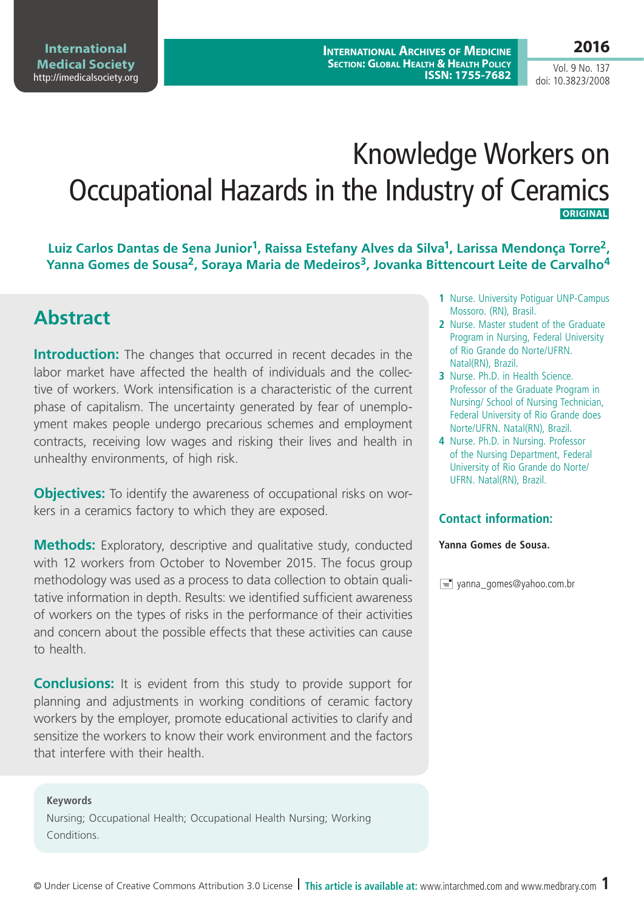# Knowledge Workers on Occupational Hazards in the Industry of Ceramics

ORIGINAL

**Luiz Carlos Dantas de Sena Junior[1], Raissa Estefany Alves da Silva[1], Larissa Mendonça Torre[2], Yanna Gomes de Sousa[2], Soraya Maria de Medeiros[3], Jovanka Bittencourt Leite de Carvalho[4]**

1. Nurse. University Potiguar UNP-Campus Mossoro. (RN), Brasil.
2. Nurse. Master student of the Graduate Program in Nursing, Federal University of Rio Grande do Norte/UFRN. Natal(RN), Brazil.
3. Nurse. Ph.D. in Health Science. Professor of the Graduate Program in Nursing/ School of Nursing Technician, Federal University of Rio Grande does Norte/UFRN. Natal(RN), Brazil.
4. Nurse. Ph.D. in Nursing. Professor of the Nursing Department, Federal University of Rio Grande do Norte/ UFRN. Natal(RN), Brazil.

**Contact information:**

**Yanna Gomes de Sousa.**

yanna_gomes@yahoo.com.br

## Abstract

**Introduction:** The changes that occurred in recent decades in the labor market have affected the health of individuals and the collective of workers. Work intensification is a characteristic of the current phase of capitalism. The uncertainty generated by fear of unemployment makes people undergo precarious schemes and employment contracts, receiving low wages and risking their lives and health in unhealthy environments, of high risk.

**Objectives:** To identify the awareness of occupational risks on workers in a ceramics factory to which they are exposed.

**Methods:** Exploratory, descriptive and qualitative study, conducted with 12 workers from October to November 2015. The focus group methodology was used as a process to data collection to obtain qualitative information in depth. Results: we identified sufficient awareness of workers on the types of risks in the performance of their activities and concern about the possible effects that these activities can cause to health.

**Conclusions:** It is evident from this study to provide support for planning and adjustments in working conditions of ceramic factory workers by the employer, promote educational activities to clarify and sensitize the workers to know their work environment and the factors that interfere with their health.

**Keywords**

Nursing; Occupational Health; Occupational Health Nursing; Working Conditions.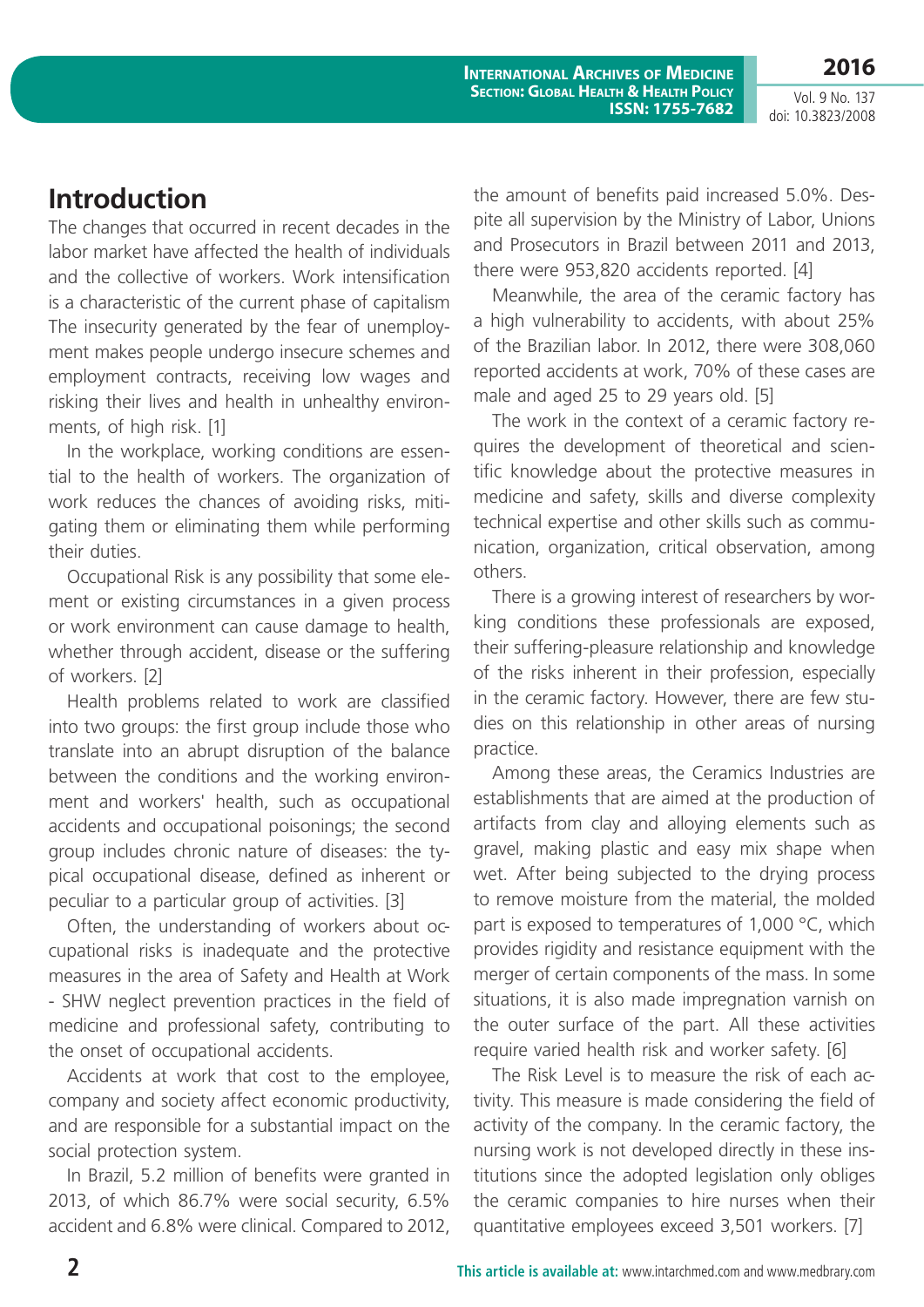## Introduction

The changes that occurred in recent decades in the labor market have affected the health of individuals and the collective of workers. Work intensification is a characteristic of the current phase of capitalism The insecurity generated by the fear of unemployment makes people undergo insecure schemes and employment contracts, receiving low wages and risking their lives and health in unhealthy environments, of high risk. [1]

In the workplace, working conditions are essential to the health of workers. The organization of work reduces the chances of avoiding risks, mitigating them or eliminating them while performing their duties.

Occupational Risk is any possibility that some element or existing circumstances in a given process or work environment can cause damage to health, whether through accident, disease or the suffering of workers. [2]

Health problems related to work are classified into two groups: the first group include those who translate into an abrupt disruption of the balance between the conditions and the working environment and workers' health, such as occupational accidents and occupational poisonings; the second group includes chronic nature of diseases: the typical occupational disease, defined as inherent or peculiar to a particular group of activities. [3]

Often, the understanding of workers about occupational risks is inadequate and the protective measures in the area of Safety and Health at Work - SHW neglect prevention practices in the field of medicine and professional safety, contributing to the onset of occupational accidents.

Accidents at work that cost to the employee, company and society affect economic productivity, and are responsible for a substantial impact on the social protection system.

In Brazil, 5.2 million of benefits were granted in 2013, of which 86.7% were social security, 6.5% accident and 6.8% were clinical. Compared to 2012, the amount of benefits paid increased 5.0%. Despite all supervision by the Ministry of Labor, Unions and Prosecutors in Brazil between 2011 and 2013, there were 953,820 accidents reported. [4]

Meanwhile, the area of the ceramic factory has a high vulnerability to accidents, with about 25% of the Brazilian labor. In 2012, there were 308,060 reported accidents at work, 70% of these cases are male and aged 25 to 29 years old. [5]

The work in the context of a ceramic factory requires the development of theoretical and scientific knowledge about the protective measures in medicine and safety, skills and diverse complexity technical expertise and other skills such as communication, organization, critical observation, among others.

There is a growing interest of researchers by working conditions these professionals are exposed, their suffering-pleasure relationship and knowledge of the risks inherent in their profession, especially in the ceramic factory. However, there are few studies on this relationship in other areas of nursing practice.

Among these areas, the Ceramics Industries are establishments that are aimed at the production of artifacts from clay and alloying elements such as gravel, making plastic and easy mix shape when wet. After being subjected to the drying process to remove moisture from the material, the molded part is exposed to temperatures of 1,000 °C, which provides rigidity and resistance equipment with the merger of certain components of the mass. In some situations, it is also made impregnation varnish on the outer surface of the part. All these activities require varied health risk and worker safety. [6]

The Risk Level is to measure the risk of each activity. This measure is made considering the field of activity of the company. In the ceramic factory, the nursing work is not developed directly in these institutions since the adopted legislation only obliges the ceramic companies to hire nurses when their quantitative employees exceed 3,501 workers. [7]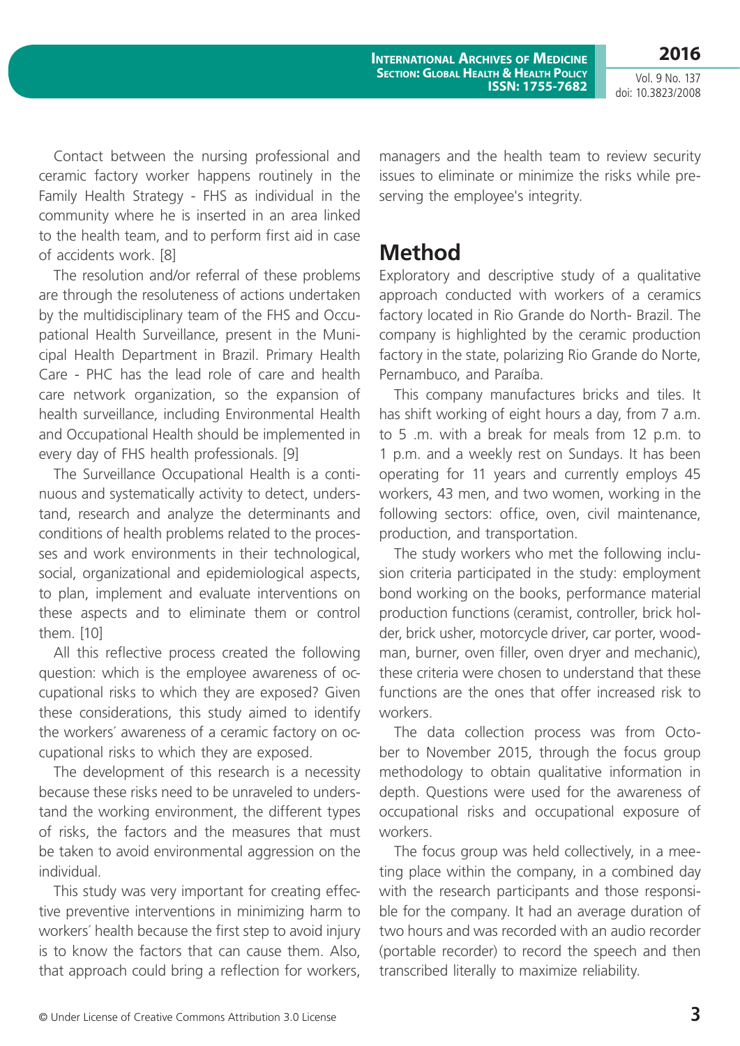Contact between the nursing professional and ceramic factory worker happens routinely in the Family Health Strategy - FHS as individual in the community where he is inserted in an area linked to the health team, and to perform first aid in case of accidents work. [8]

The resolution and/or referral of these problems are through the resoluteness of actions undertaken by the multidisciplinary team of the FHS and Occupational Health Surveillance, present in the Municipal Health Department in Brazil. Primary Health Care - PHC has the lead role of care and health care network organization, so the expansion of health surveillance, including Environmental Health and Occupational Health should be implemented in every day of FHS health professionals. [9]

The Surveillance Occupational Health is a continuous and systematically activity to detect, understand, research and analyze the determinants and conditions of health problems related to the processes and work environments in their technological, social, organizational and epidemiological aspects, to plan, implement and evaluate interventions on these aspects and to eliminate them or control them. [10]

All this reflective process created the following question: which is the employee awareness of occupational risks to which they are exposed? Given these considerations, this study aimed to identify the workers´ awareness of a ceramic factory on occupational risks to which they are exposed.

The development of this research is a necessity because these risks need to be unraveled to understand the working environment, the different types of risks, the factors and the measures that must be taken to avoid environmental aggression on the individual.

This study was very important for creating effective preventive interventions in minimizing harm to workers´ health because the first step to avoid injury is to know the factors that can cause them. Also, that approach could bring a reflection for workers, managers and the health team to review security issues to eliminate or minimize the risks while preserving the employee's integrity.

## Method

Exploratory and descriptive study of a qualitative approach conducted with workers of a ceramics factory located in Rio Grande do North- Brazil. The company is highlighted by the ceramic production factory in the state, polarizing Rio Grande do Norte, Pernambuco, and Paraíba.

This company manufactures bricks and tiles. It has shift working of eight hours a day, from 7 a.m. to 5 .m. with a break for meals from 12 p.m. to 1 p.m. and a weekly rest on Sundays. It has been operating for 11 years and currently employs 45 workers, 43 men, and two women, working in the following sectors: office, oven, civil maintenance, production, and transportation.

The study workers who met the following inclusion criteria participated in the study: employment bond working on the books, performance material production functions (ceramist, controller, brick holder, brick usher, motorcycle driver, car porter, woodman, burner, oven filler, oven dryer and mechanic), these criteria were chosen to understand that these functions are the ones that offer increased risk to workers.

The data collection process was from October to November 2015, through the focus group methodology to obtain qualitative information in depth. Questions were used for the awareness of occupational risks and occupational exposure of workers.

The focus group was held collectively, in a meeting place within the company, in a combined day with the research participants and those responsible for the company. It had an average duration of two hours and was recorded with an audio recorder (portable recorder) to record the speech and then transcribed literally to maximize reliability.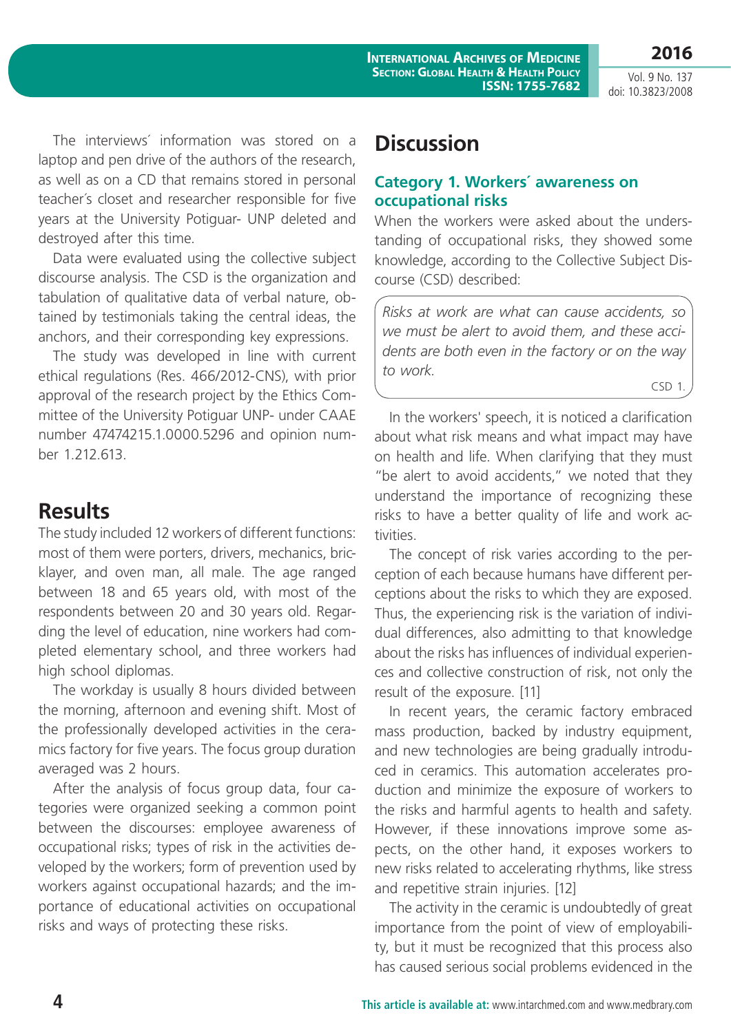The interviews´ information was stored on a laptop and pen drive of the authors of the research, as well as on a CD that remains stored in personal teacher´s closet and researcher responsible for five years at the University Potiguar- UNP deleted and destroyed after this time.

Data were evaluated using the collective subject discourse analysis. The CSD is the organization and tabulation of qualitative data of verbal nature, obtained by testimonials taking the central ideas, the anchors, and their corresponding key expressions.

The study was developed in line with current ethical regulations (Res. 466/2012-CNS), with prior approval of the research project by the Ethics Committee of the University Potiguar UNP- under CAAE number 47474215.1.0000.5296 and opinion number 1.212.613.

## Results

The study included 12 workers of different functions: most of them were porters, drivers, mechanics, bricklayer, and oven man, all male. The age ranged between 18 and 65 years old, with most of the respondents between 20 and 30 years old. Regarding the level of education, nine workers had completed elementary school, and three workers had high school diplomas.

The workday is usually 8 hours divided between the morning, afternoon and evening shift. Most of the professionally developed activities in the ceramics factory for five years. The focus group duration averaged was 2 hours.

After the analysis of focus group data, four categories were organized seeking a common point between the discourses: employee awareness of occupational risks; types of risk in the activities developed by the workers; form of prevention used by workers against occupational hazards; and the importance of educational activities on occupational risks and ways of protecting these risks.

## Discussion

### Category 1. Workers´ awareness on occupational risks

When the workers were asked about the understanding of occupational risks, they showed some knowledge, according to the Collective Subject Discourse (CSD) described:

> *Risks at work are what can cause accidents, so we must be alert to avoid them, and these accidents are both even in the factory or on the way to work.*
>
> CSD 1.

In the workers' speech, it is noticed a clarification about what risk means and what impact may have on health and life. When clarifying that they must "be alert to avoid accidents," we noted that they understand the importance of recognizing these risks to have a better quality of life and work activities.

The concept of risk varies according to the perception of each because humans have different perceptions about the risks to which they are exposed. Thus, the experiencing risk is the variation of individual differences, also admitting to that knowledge about the risks has influences of individual experiences and collective construction of risk, not only the result of the exposure. [11]

In recent years, the ceramic factory embraced mass production, backed by industry equipment, and new technologies are being gradually introduced in ceramics. This automation accelerates production and minimize the exposure of workers to the risks and harmful agents to health and safety. However, if these innovations improve some aspects, on the other hand, it exposes workers to new risks related to accelerating rhythms, like stress and repetitive strain injuries. [12]

The activity in the ceramic is undoubtedly of great importance from the point of view of employability, but it must be recognized that this process also has caused serious social problems evidenced in the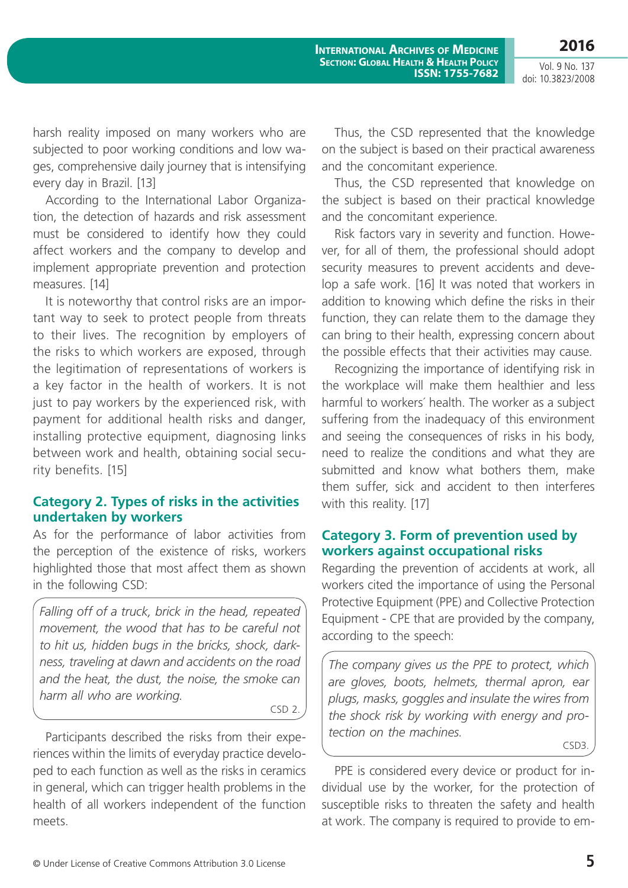harsh reality imposed on many workers who are subjected to poor working conditions and low wages, comprehensive daily journey that is intensifying every day in Brazil. [13]

According to the International Labor Organization, the detection of hazards and risk assessment must be considered to identify how they could affect workers and the company to develop and implement appropriate prevention and protection measures. [14]

It is noteworthy that control risks are an important way to seek to protect people from threats to their lives. The recognition by employers of the risks to which workers are exposed, through the legitimation of representations of workers is a key factor in the health of workers. It is not just to pay workers by the experienced risk, with payment for additional health risks and danger, installing protective equipment, diagnosing links between work and health, obtaining social security benefits. [15]

## Category 2. Types of risks in the activities undertaken by workers

As for the performance of labor activities from the perception of the existence of risks, workers highlighted those that most affect them as shown in the following CSD:

> *Falling off of a truck, brick in the head, repeated movement, the wood that has to be careful not to hit us, hidden bugs in the bricks, shock, darkness, traveling at dawn and accidents on the road and the heat, the dust, the noise, the smoke can harm all who are working.*
>
> CSD 2.

Participants described the risks from their experiences within the limits of everyday practice developed to each function as well as the risks in ceramics in general, which can trigger health problems in the health of all workers independent of the function meets.

Thus, the CSD represented that the knowledge on the subject is based on their practical awareness and the concomitant experience.

Thus, the CSD represented that knowledge on the subject is based on their practical knowledge and the concomitant experience.

Risk factors vary in severity and function. However, for all of them, the professional should adopt security measures to prevent accidents and develop a safe work. [16] It was noted that workers in addition to knowing which define the risks in their function, they can relate them to the damage they can bring to their health, expressing concern about the possible effects that their activities may cause.

Recognizing the importance of identifying risk in the workplace will make them healthier and less harmful to workers´ health. The worker as a subject suffering from the inadequacy of this environment and seeing the consequences of risks in his body, need to realize the conditions and what they are submitted and know what bothers them, make them suffer, sick and accident to then interferes with this reality. [17]

## Category 3. Form of prevention used by workers against occupational risks

Regarding the prevention of accidents at work, all workers cited the importance of using the Personal Protective Equipment (PPE) and Collective Protection Equipment - CPE that are provided by the company, according to the speech:

> *The company gives us the PPE to protect, which are gloves, boots, helmets, thermal apron, ear plugs, masks, goggles and insulate the wires from the shock risk by working with energy and protection on the machines.*
>
> CSD3.

PPE is considered every device or product for individual use by the worker, for the protection of susceptible risks to threaten the safety and health at work. The company is required to provide to em-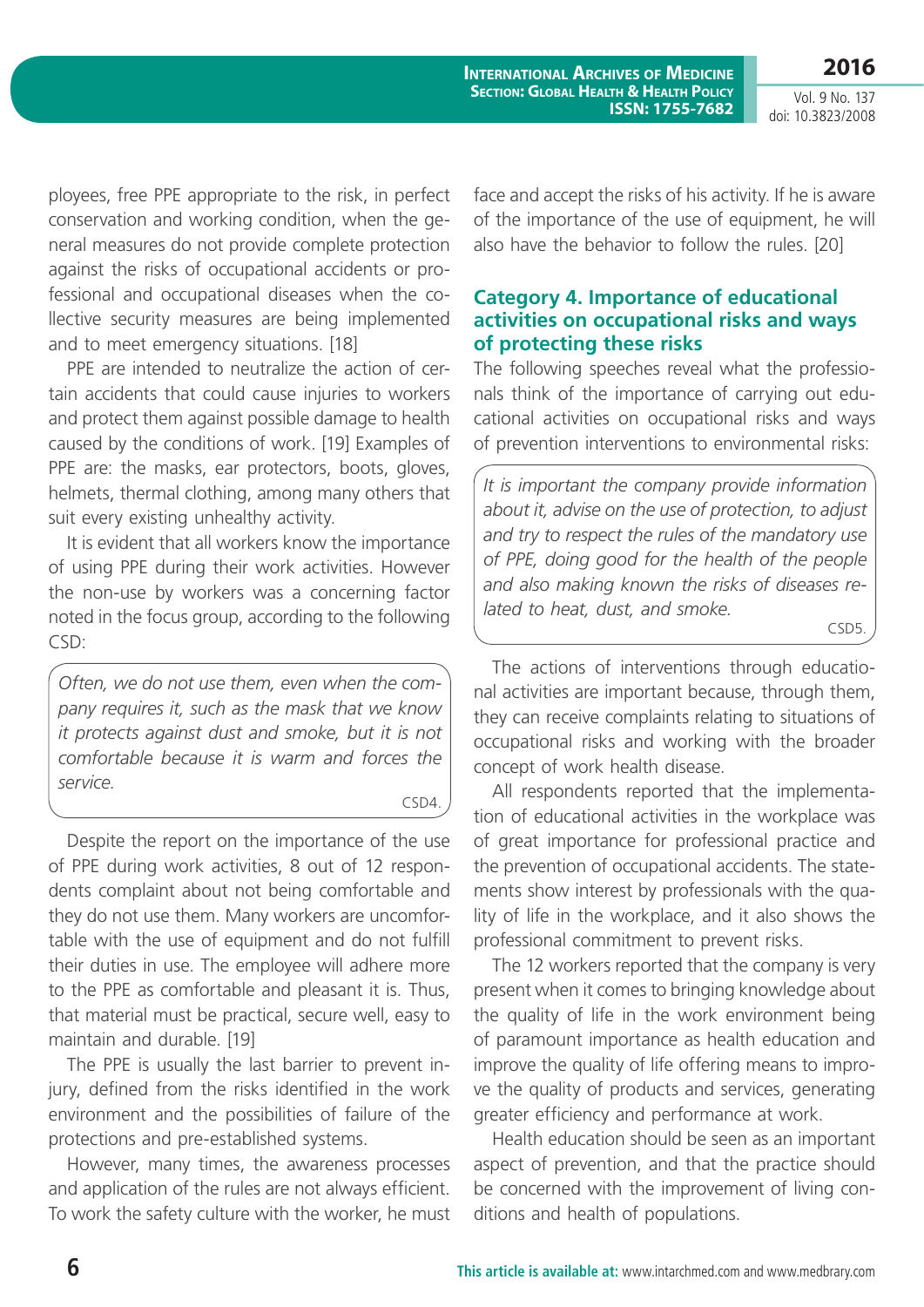ployees, free PPE appropriate to the risk, in perfect conservation and working condition, when the general measures do not provide complete protection against the risks of occupational accidents or professional and occupational diseases when the collective security measures are being implemented and to meet emergency situations. [18]

PPE are intended to neutralize the action of certain accidents that could cause injuries to workers and protect them against possible damage to health caused by the conditions of work. [19] Examples of PPE are: the masks, ear protectors, boots, gloves, helmets, thermal clothing, among many others that suit every existing unhealthy activity.

It is evident that all workers know the importance of using PPE during their work activities. However the non-use by workers was a concerning factor noted in the focus group, according to the following CSD:

> *Often, we do not use them, even when the company requires it, such as the mask that we know it protects against dust and smoke, but it is not comfortable because it is warm and forces the service.*
>
> CSD4.

Despite the report on the importance of the use of PPE during work activities, 8 out of 12 respondents complaint about not being comfortable and they do not use them. Many workers are uncomfortable with the use of equipment and do not fulfill their duties in use. The employee will adhere more to the PPE as comfortable and pleasant it is. Thus, that material must be practical, secure well, easy to maintain and durable. [19]

The PPE is usually the last barrier to prevent injury, defined from the risks identified in the work environment and the possibilities of failure of the protections and pre-established systems.

However, many times, the awareness processes and application of the rules are not always efficient. To work the safety culture with the worker, he must face and accept the risks of his activity. If he is aware of the importance of the use of equipment, he will also have the behavior to follow the rules. [20]

### Category 4. Importance of educational activities on occupational risks and ways of protecting these risks

The following speeches reveal what the professionals think of the importance of carrying out educational activities on occupational risks and ways of prevention interventions to environmental risks:

> *It is important the company provide information about it, advise on the use of protection, to adjust and try to respect the rules of the mandatory use of PPE, doing good for the health of the people and also making known the risks of diseases related to heat, dust, and smoke.*
>
> CSD5.

The actions of interventions through educational activities are important because, through them, they can receive complaints relating to situations of occupational risks and working with the broader concept of work health disease.

All respondents reported that the implementation of educational activities in the workplace was of great importance for professional practice and the prevention of occupational accidents. The statements show interest by professionals with the quality of life in the workplace, and it also shows the professional commitment to prevent risks.

The 12 workers reported that the company is very present when it comes to bringing knowledge about the quality of life in the work environment being of paramount importance as health education and improve the quality of life offering means to improve the quality of products and services, generating greater efficiency and performance at work.

Health education should be seen as an important aspect of prevention, and that the practice should be concerned with the improvement of living conditions and health of populations.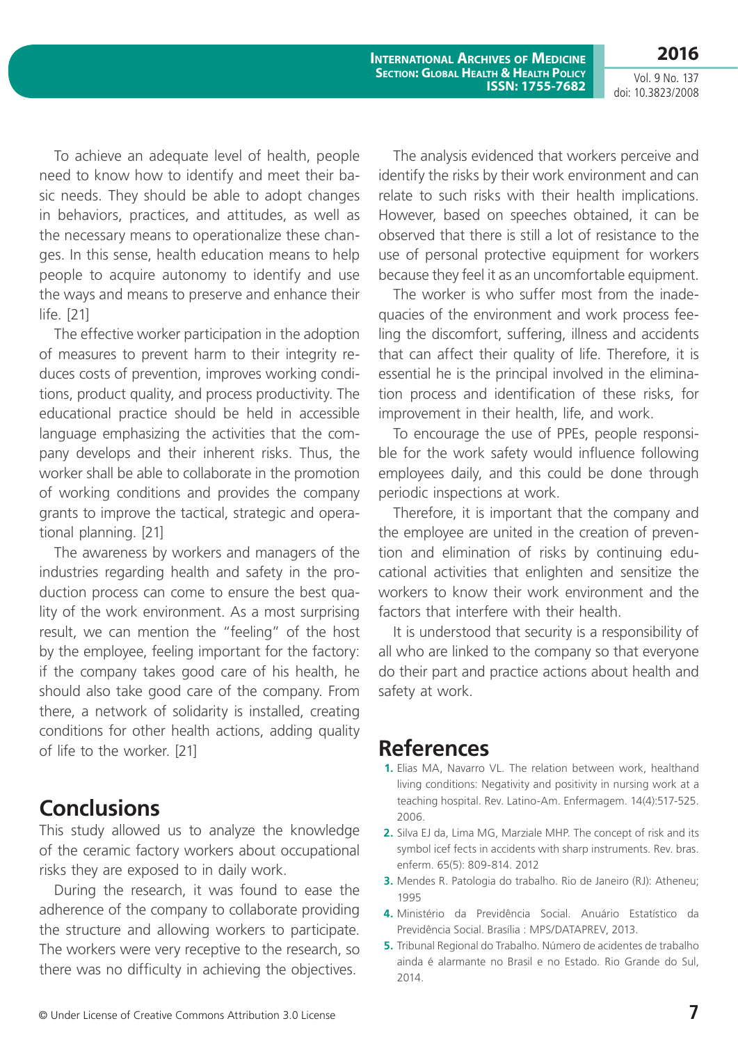To achieve an adequate level of health, people need to know how to identify and meet their basic needs. They should be able to adopt changes in behaviors, practices, and attitudes, as well as the necessary means to operationalize these changes. In this sense, health education means to help people to acquire autonomy to identify and use the ways and means to preserve and enhance their life. [21]

The effective worker participation in the adoption of measures to prevent harm to their integrity reduces costs of prevention, improves working conditions, product quality, and process productivity. The educational practice should be held in accessible language emphasizing the activities that the company develops and their inherent risks. Thus, the worker shall be able to collaborate in the promotion of working conditions and provides the company grants to improve the tactical, strategic and operational planning. [21]

The awareness by workers and managers of the industries regarding health and safety in the production process can come to ensure the best quality of the work environment. As a most surprising result, we can mention the "feeling" of the host by the employee, feeling important for the factory: if the company takes good care of his health, he should also take good care of the company. From there, a network of solidarity is installed, creating conditions for other health actions, adding quality of life to the worker. [21]

## Conclusions

This study allowed us to analyze the knowledge of the ceramic factory workers about occupational risks they are exposed to in daily work.

During the research, it was found to ease the adherence of the company to collaborate providing the structure and allowing workers to participate. The workers were very receptive to the research, so there was no difficulty in achieving the objectives.

The analysis evidenced that workers perceive and identify the risks by their work environment and can relate to such risks with their health implications. However, based on speeches obtained, it can be observed that there is still a lot of resistance to the use of personal protective equipment for workers because they feel it as an uncomfortable equipment.

The worker is who suffer most from the inadequacies of the environment and work process feeling the discomfort, suffering, illness and accidents that can affect their quality of life. Therefore, it is essential he is the principal involved in the elimination process and identification of these risks, for improvement in their health, life, and work.

To encourage the use of PPEs, people responsible for the work safety would influence following employees daily, and this could be done through periodic inspections at work.

Therefore, it is important that the company and the employee are united in the creation of prevention and elimination of risks by continuing educational activities that enlighten and sensitize the workers to know their work environment and the factors that interfere with their health.

It is understood that security is a responsibility of all who are linked to the company so that everyone do their part and practice actions about health and safety at work.

## References

1. Elias MA, Navarro VL. The relation between work, healthand living conditions: Negativity and positivity in nursing work at a teaching hospital. Rev. Latino-Am. Enfermagem. 14(4):517-525. 2006.
2. Silva EJ da, Lima MG, Marziale MHP. The concept of risk and its symbol icef fects in accidents with sharp instruments. Rev. bras. enferm. 65(5): 809-814. 2012
3. Mendes R. Patologia do trabalho. Rio de Janeiro (RJ): Atheneu; 1995
4. Ministério da Previdência Social. Anuário Estatístico da Previdência Social. Brasília : MPS/DATAPREV, 2013.
5. Tribunal Regional do Trabalho. Número de acidentes de trabalho ainda é alarmante no Brasil e no Estado. Rio Grande do Sul, 2014.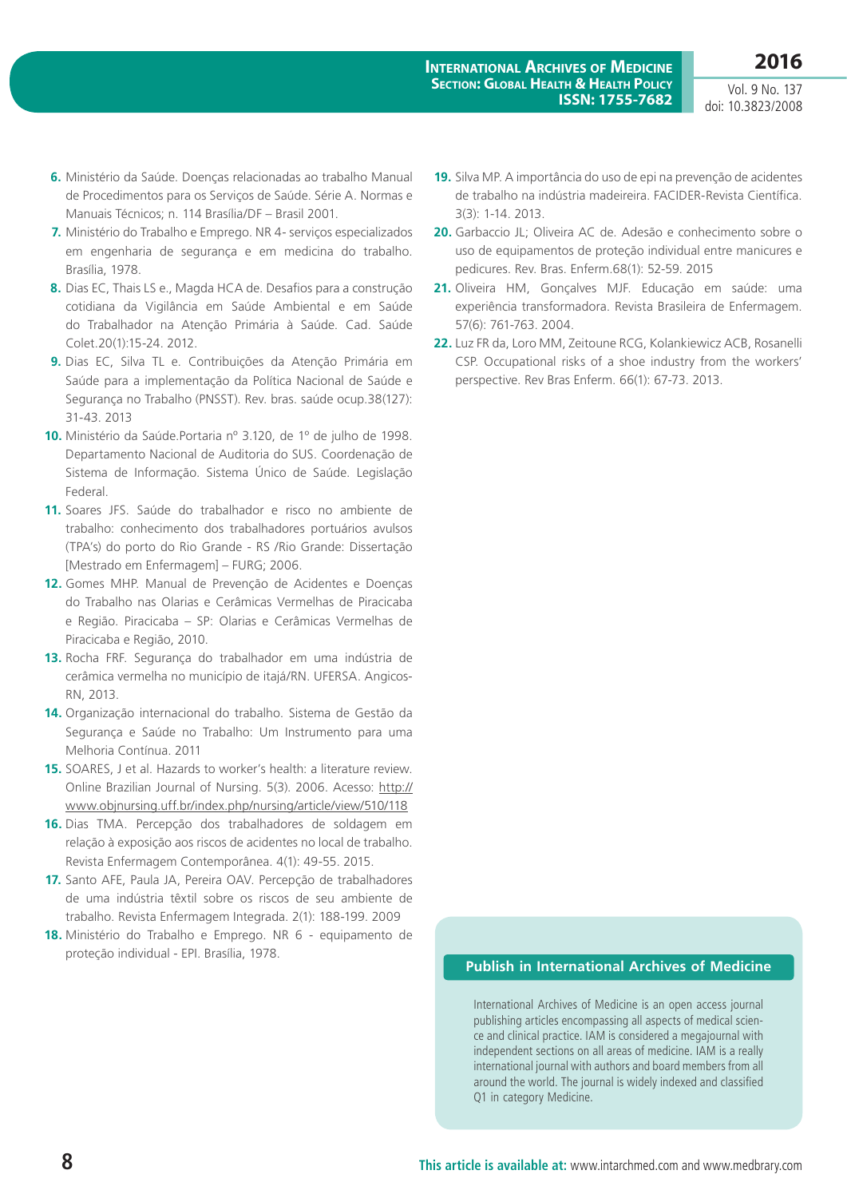6. Ministério da Saúde. Doenças relacionadas ao trabalho Manual de Procedimentos para os Serviços de Saúde. Série A. Normas e Manuais Técnicos; n. 114 Brasília/DF – Brasil 2001.
7. Ministério do Trabalho e Emprego. NR 4- serviços especializados em engenharia de segurança e em medicina do trabalho. Brasília, 1978.
8. Dias EC, Thais LS e., Magda HCA de. Desafios para a construção cotidiana da Vigilância em Saúde Ambiental e em Saúde do Trabalhador na Atenção Primária à Saúde. Cad. Saúde Colet.20(1):15-24. 2012.
9. Dias EC, Silva TL e. Contribuições da Atenção Primária em Saúde para a implementação da Política Nacional de Saúde e Segurança no Trabalho (PNSST). Rev. bras. saúde ocup.38(127): 31-43. 2013
10. Ministério da Saúde.Portaria nº 3.120, de 1º de julho de 1998. Departamento Nacional de Auditoria do SUS. Coordenação de Sistema de Informação. Sistema Único de Saúde. Legislação Federal.
11. Soares JFS. Saúde do trabalhador e risco no ambiente de trabalho: conhecimento dos trabalhadores portuários avulsos (TPA's) do porto do Rio Grande - RS /Rio Grande: Dissertação [Mestrado em Enfermagem] – FURG; 2006.
12. Gomes MHP. Manual de Prevenção de Acidentes e Doenças do Trabalho nas Olarias e Cerâmicas Vermelhas de Piracicaba e Região. Piracicaba – SP: Olarias e Cerâmicas Vermelhas de Piracicaba e Região, 2010.
13. Rocha FRF. Segurança do trabalhador em uma indústria de cerâmica vermelha no município de itajá/RN. UFERSA. Angicos-RN, 2013.
14. Organização internacional do trabalho. Sistema de Gestão da Segurança e Saúde no Trabalho: Um Instrumento para uma Melhoria Contínua. 2011
15. SOARES, J et al. Hazards to worker's health: a literature review. Online Brazilian Journal of Nursing. 5(3). 2006. Acesso: http://www.objnursing.uff.br/index.php/nursing/article/view/510/118
16. Dias TMA. Percepção dos trabalhadores de soldagem em relação à exposição aos riscos de acidentes no local de trabalho. Revista Enfermagem Contemporânea. 4(1): 49-55. 2015.
17. Santo AFE, Paula JA, Pereira OAV. Percepção de trabalhadores de uma indústria têxtil sobre os riscos de seu ambiente de trabalho. Revista Enfermagem Integrada. 2(1): 188-199. 2009
18. Ministério do Trabalho e Emprego. NR 6 - equipamento de proteção individual - EPI. Brasília, 1978.
19. Silva MP. A importância do uso de epi na prevenção de acidentes de trabalho na indústria madeireira. FACIDER-Revista Científica. 3(3): 1-14. 2013.
20. Garbaccio JL; Oliveira AC de. Adesão e conhecimento sobre o uso de equipamentos de proteção individual entre manicures e pedicures. Rev. Bras. Enferm.68(1): 52-59. 2015
21. Oliveira HM, Gonçalves MJF. Educação em saúde: uma experiência transformadora. Revista Brasileira de Enfermagem. 57(6): 761-763. 2004.
22. Luz FR da, Loro MM, Zeitoune RCG, Kolankiewicz ACB, Rosanelli CSP. Occupational risks of a shoe industry from the workers' perspective. Rev Bras Enferm. 66(1): 67-73. 2013.

**Publish in International Archives of Medicine**

International Archives of Medicine is an open access journal publishing articles encompassing all aspects of medical science and clinical practice. IAM is considered a megajournal with independent sections on all areas of medicine. IAM is a really international journal with authors and board members from all around the world. The journal is widely indexed and classified Q1 in category Medicine.